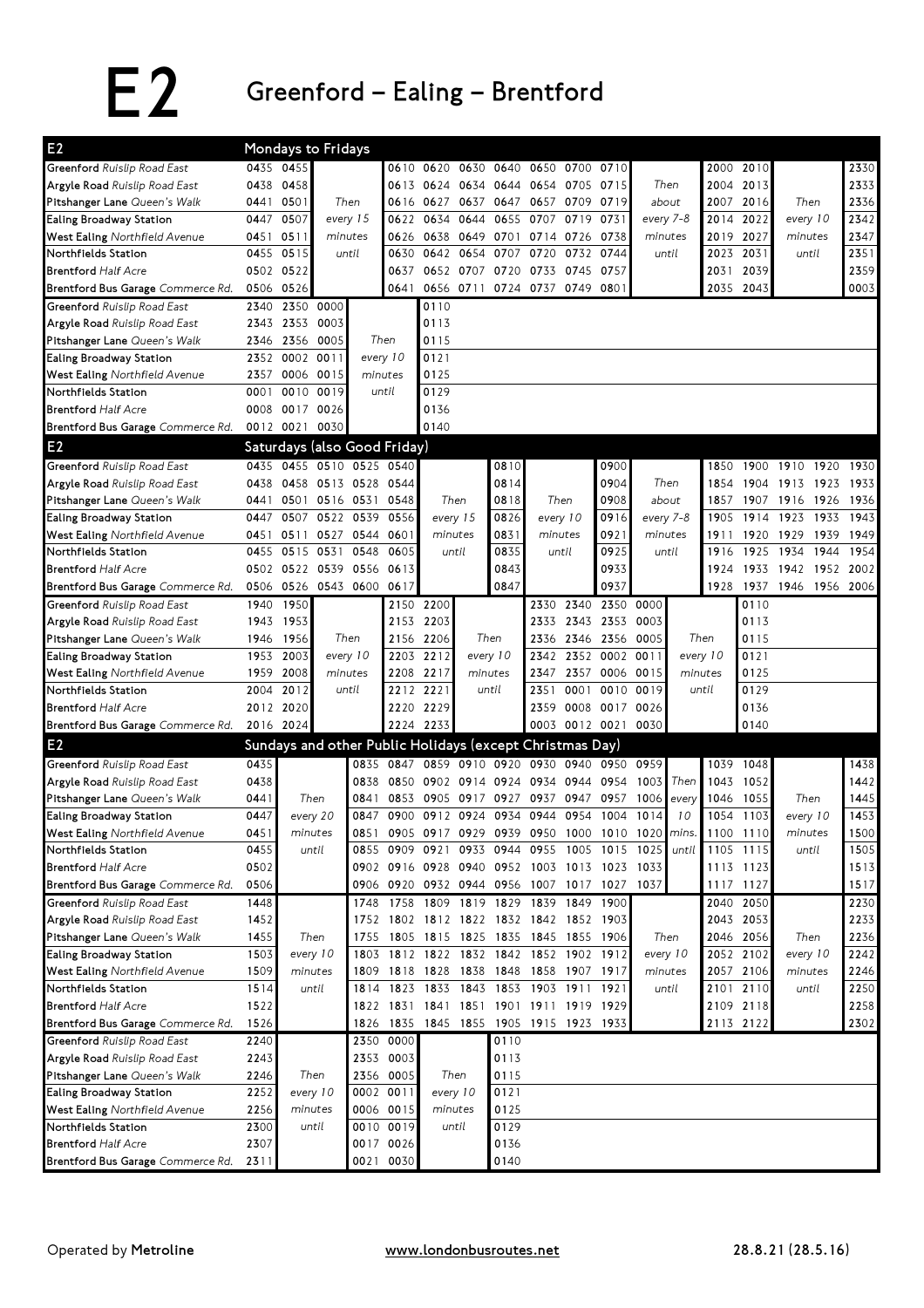# E2 Greenford – Ealing – Brentford

## Mondays to Fridays

| E2 | | | | | | | | | | | | | | | | |
|---|---|---|---|---|---|---|---|---|---|---|---|---|---|---|---|---|
| Greenford *Ruislip Road East* | 0435 | 0455 | Then every 15 minutes until | 0610 | 0620 | 0630 | 0640 | 0650 | 0700 | 0710 | Then about every 7-8 minutes until | 2000 | 2010 | Then every 10 minutes until | 2330 |
| Argyle Road *Ruislip Road East* | 0438 | 0458 | | 0613 | 0624 | 0634 | 0644 | 0654 | 0705 | 0715 | | 2004 | 2013 | | 2333 |
| Pitshanger Lane *Queen's Walk* | 0441 | 0501 | | 0616 | 0627 | 0637 | 0647 | 0657 | 0709 | 0719 | | 2007 | 2016 | | 2336 |
| Ealing Broadway Station | 0447 | 0507 | | 0622 | 0634 | 0644 | 0655 | 0707 | 0719 | 0731 | | 2014 | 2022 | | 2342 |
| West Ealing *Northfield Avenue* | 0451 | 0511 | | 0626 | 0638 | 0649 | 0701 | 0714 | 0726 | 0738 | | 2019 | 2027 | | 2347 |
| Northfields Station | 0455 | 0515 | | 0630 | 0642 | 0654 | 0707 | 0720 | 0732 | 0744 | | 2023 | 2031 | | 2351 |
| Brentford *Half Acre* | 0502 | 0522 | | 0637 | 0652 | 0707 | 0720 | 0733 | 0745 | 0757 | | 2031 | 2039 | | 2359 |
| Brentford Bus Garage *Commerce Rd.* | 0506 | 0526 | | 0641 | 0656 | 0711 | 0724 | 0737 | 0749 | 0801 | | 2035 | 2043 | | 0003 |

| E2 | | | | | |
|---|---|---|---|---|---|
| Greenford *Ruislip Road East* | 2340 | 2350 | 0000 | Then every 10 minutes until | 0110 |
| Argyle Road *Ruislip Road East* | 2343 | 2353 | 0003 | | 0113 |
| Pitshanger Lane *Queen's Walk* | 2346 | 2356 | 0005 | | 0115 |
| Ealing Broadway Station | 2352 | 0002 | 0011 | | 0121 |
| West Ealing *Northfield Avenue* | 2357 | 0006 | 0015 | | 0125 |
| Northfields Station | 0001 | 0010 | 0019 | | 0129 |
| Brentford *Half Acre* | 0008 | 0017 | 0026 | | 0136 |
| Brentford Bus Garage *Commerce Rd.* | 0012 | 0021 | 0030 | | 0140 |

## Saturdays (also Good Friday)

| E2 | | | | | | | | | | | | | | | | |
|---|---|---|---|---|---|---|---|---|---|---|---|---|---|---|---|---|
| Greenford *Ruislip Road East* | 0435 | 0455 | 0510 | 0525 | 0540 | Then every 15 minutes until | 0810 | Then every 10 minutes until | 0900 | Then about every 7-8 minutes until | 1850 | 1900 | 1910 | 1920 | 1930 |
| Argyle Road *Ruislip Road East* | 0438 | 0458 | 0513 | 0528 | 0544 | | 0814 | | 0904 | | 1854 | 1904 | 1913 | 1923 | 1933 |
| Pitshanger Lane *Queen's Walk* | 0441 | 0501 | 0516 | 0531 | 0548 | | 0818 | | 0908 | | 1857 | 1907 | 1916 | 1926 | 1936 |
| Ealing Broadway Station | 0447 | 0507 | 0522 | 0539 | 0556 | | 0826 | | 0916 | | 1905 | 1914 | 1923 | 1933 | 1943 |
| West Ealing *Northfield Avenue* | 0451 | 0511 | 0527 | 0544 | 0601 | | 0831 | | 0921 | | 1911 | 1920 | 1929 | 1939 | 1949 |
| Northfields Station | 0455 | 0515 | 0531 | 0548 | 0605 | | 0835 | | 0925 | | 1916 | 1925 | 1934 | 1944 | 1954 |
| Brentford *Half Acre* | 0502 | 0522 | 0539 | 0556 | 0613 | | 0843 | | 0933 | | 1924 | 1933 | 1942 | 1952 | 2002 |
| Brentford Bus Garage *Commerce Rd.* | 0506 | 0526 | 0543 | 0600 | 0617 | | 0847 | | 0937 | | 1928 | 1937 | 1946 | 1956 | 2006 |

| E2 | | | | | | | | | | | | | |
|---|---|---|---|---|---|---|---|---|---|---|---|---|---|
| Greenford *Ruislip Road East* | 1940 | 1950 | Then every 10 minutes until | 2150 | 2200 | Then every 10 minutes until | 2330 | 2340 | 2350 | 0000 | Then every 10 minutes until | 0110 |
| Argyle Road *Ruislip Road East* | 1943 | 1953 | | 2153 | 2203 | | 2333 | 2343 | 2353 | 0003 | | 0113 |
| Pitshanger Lane *Queen's Walk* | 1946 | 1956 | | 2156 | 2206 | | 2336 | 2346 | 2356 | 0005 | | 0115 |
| Ealing Broadway Station | 1953 | 2003 | | 2203 | 2212 | | 2342 | 2352 | 0002 | 0011 | | 0121 |
| West Ealing *Northfield Avenue* | 1959 | 2008 | | 2208 | 2217 | | 2347 | 2357 | 0006 | 0015 | | 0125 |
| Northfields Station | 2004 | 2012 | | 2212 | 2221 | | 2351 | 0001 | 0010 | 0019 | | 0129 |
| Brentford *Half Acre* | 2012 | 2020 | | 2220 | 2229 | | 2359 | 0008 | 0017 | 0026 | | 0136 |
| Brentford Bus Garage *Commerce Rd.* | 2016 | 2024 | | 2224 | 2233 | | 0003 | 0012 | 0021 | 0030 | | 0140 |

## Sundays and other Public Holidays (except Christmas Day)

| E2 | | | | | | | | | | | | | | | | | |
|---|---|---|---|---|---|---|---|---|---|---|---|---|---|---|---|---|---|
| Greenford *Ruislip Road East* | 0435 | Then every 20 minutes until | 0835 | 0847 | 0859 | 0910 | 0920 | 0930 | 0940 | 0950 | 0959 | Then every 10 mins. until | 1039 | 1048 | Then every 10 minutes until | 1438 |
| Argyle Road *Ruislip Road East* | 0438 | | 0838 | 0850 | 0902 | 0914 | 0924 | 0934 | 0944 | 0954 | 1003 | | 1043 | 1052 | | 1442 |
| Pitshanger Lane *Queen's Walk* | 0441 | | 0841 | 0853 | 0905 | 0917 | 0927 | 0937 | 0947 | 0957 | 1006 | | 1046 | 1055 | | 1445 |
| Ealing Broadway Station | 0447 | | 0847 | 0900 | 0912 | 0924 | 0934 | 0944 | 0954 | 1004 | 1014 | | 1054 | 1103 | | 1453 |
| West Ealing *Northfield Avenue* | 0451 | | 0851 | 0905 | 0917 | 0929 | 0939 | 0950 | 1000 | 1010 | 1020 | | 1100 | 1110 | | 1500 |
| Northfields Station | 0455 | | 0855 | 0909 | 0921 | 0933 | 0944 | 0955 | 1005 | 1015 | 1025 | | 1105 | 1115 | | 1505 |
| Brentford *Half Acre* | 0502 | | 0902 | 0916 | 0928 | 0940 | 0952 | 1003 | 1013 | 1023 | 1033 | | 1113 | 1123 | | 1513 |
| Brentford Bus Garage *Commerce Rd.* | 0506 | | 0906 | 0920 | 0932 | 0944 | 0956 | 1007 | 1017 | 1027 | 1037 | | 1117 | 1127 | | 1517 |

| E2 | | | | | | | | | | | | | | | |
|---|---|---|---|---|---|---|---|---|---|---|---|---|---|---|---|
| Greenford *Ruislip Road East* | 1448 | Then every 10 minutes until | 1748 | 1758 | 1809 | 1819 | 1829 | 1839 | 1849 | 1900 | Then every 10 minutes until | 2040 | 2050 | Then every 10 minutes until | 2230 |
| Argyle Road *Ruislip Road East* | 1452 | | 1752 | 1802 | 1812 | 1822 | 1832 | 1842 | 1852 | 1903 | | 2043 | 2053 | | 2233 |
| Pitshanger Lane *Queen's Walk* | 1455 | | 1755 | 1805 | 1815 | 1825 | 1835 | 1845 | 1855 | 1906 | | 2046 | 2056 | | 2236 |
| Ealing Broadway Station | 1503 | | 1803 | 1812 | 1822 | 1832 | 1842 | 1852 | 1902 | 1912 | | 2052 | 2102 | | 2242 |
| West Ealing *Northfield Avenue* | 1509 | | 1809 | 1818 | 1828 | 1838 | 1848 | 1858 | 1907 | 1917 | | 2057 | 2106 | | 2246 |
| Northfields Station | 1514 | | 1814 | 1823 | 1833 | 1843 | 1853 | 1903 | 1911 | 1921 | | 2101 | 2110 | | 2250 |
| Brentford *Half Acre* | 1522 | | 1822 | 1831 | 1841 | 1851 | 1901 | 1911 | 1919 | 1929 | | 2109 | 2118 | | 2258 |
| Brentford Bus Garage *Commerce Rd.* | 1526 | | 1826 | 1835 | 1845 | 1855 | 1905 | 1915 | 1923 | 1933 | | 2113 | 2122 | | 2302 |

| E2 | | | | | | |
|---|---|---|---|---|---|---|
| Greenford *Ruislip Road East* | 2240 | Then every 10 minutes until | 2350 | 0000 | Then every 10 minutes until | 0110 |
| Argyle Road *Ruislip Road East* | 2243 | | 2353 | 0003 | | 0113 |
| Pitshanger Lane *Queen's Walk* | 2246 | | 2356 | 0005 | | 0115 |
| Ealing Broadway Station | 2252 | | 0002 | 0011 | | 0121 |
| West Ealing *Northfield Avenue* | 2256 | | 0006 | 0015 | | 0125 |
| Northfields Station | 2300 | | 0010 | 0019 | | 0129 |
| Brentford *Half Acre* | 2307 | | 0017 | 0026 | | 0136 |
| Brentford Bus Garage *Commerce Rd.* | 2311 | | 0021 | 0030 | | 0140 |

Operated by **Metroline** www.londonbusroutes.net 28.8.21 (28.5.16)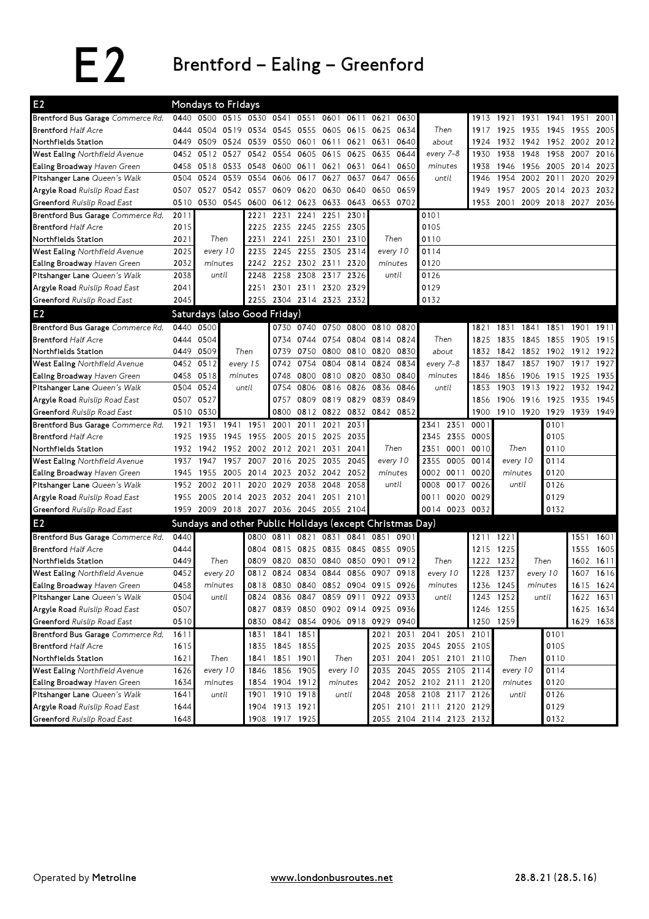# E2 Brentford – Ealing – Greenford

## Mondays to Fridays

| E2 | | | | | | | | | | | | | | | | | |
|---|---|---|---|---|---|---|---|---|---|---|---|---|---|---|---|---|---|
| Brentford Bus Garage *Commerce Rd.* | 0440 | 0500 | 0515 | 0530 | 0541 | 0551 | 0601 | 0611 | 0621 | 0630 | | 1913 | 1921 | 1931 | 1941 | 1951 | 2001 |
| Brentford *Half Acre* | 0444 | 0504 | 0519 | 0534 | 0545 | 0555 | 0605 | 0615 | 0625 | 0634 | Then | 1917 | 1925 | 1935 | 1945 | 1955 | 2005 |
| Northfields Station | 0449 | 0509 | 0524 | 0539 | 0550 | 0601 | 0611 | 0621 | 0631 | 0640 | about | 1924 | 1932 | 1942 | 1952 | 2002 | 2012 |
| West Ealing *Northfield Avenue* | 0452 | 0512 | 0527 | 0542 | 0554 | 0605 | 0615 | 0625 | 0635 | 0644 | every 7-8 | 1930 | 1938 | 1948 | 1958 | 2007 | 2016 |
| Ealing Broadway *Haven Green* | 0458 | 0518 | 0533 | 0548 | 0600 | 0611 | 0621 | 0631 | 0641 | 0650 | minutes | 1938 | 1946 | 1956 | 2005 | 2014 | 2023 |
| Pitshanger Lane *Queen's Walk* | 0504 | 0524 | 0539 | 0554 | 0606 | 0617 | 0627 | 0637 | 0647 | 0656 | until | 1946 | 1954 | 2002 | 2011 | 2020 | 2029 |
| Argyle Road *Ruislip Road East* | 0507 | 0527 | 0542 | 0557 | 0609 | 0620 | 0630 | 0640 | 0650 | 0659 | | 1949 | 1957 | 2005 | 2014 | 2023 | 2032 |
| Greenford *Ruislip Road East* | 0510 | 0530 | 0545 | 0600 | 0612 | 0623 | 0633 | 0643 | 0653 | 0702 | | 1953 | 2001 | 2009 | 2018 | 2027 | 2036 |

| | | | | | | | | | | |
|---|---|---|---|---|---|---|---|---|---|---|
| Brentford Bus Garage *Commerce Rd.* | 2011 | | 2221 | 2231 | 2241 | 2251 | 2301 | | 0101 |
| Brentford *Half Acre* | 2015 | Then | 2225 | 2235 | 2245 | 2255 | 2305 | Then | 0105 |
| Northfields Station | 2021 | every 10 | 2231 | 2241 | 2251 | 2301 | 2310 | every 10 | 0110 |
| West Ealing *Northfield Avenue* | 2025 | minutes | 2235 | 2245 | 2255 | 2305 | 2314 | minutes | 0114 |
| Ealing Broadway *Haven Green* | 2032 | until | 2242 | 2252 | 2302 | 2311 | 2320 | until | 0120 |
| Pitshanger Lane *Queen's Walk* | 2038 | | 2248 | 2258 | 2308 | 2317 | 2326 | | 0126 |
| Argyle Road *Ruislip Road East* | 2041 | | 2251 | 2301 | 2311 | 2320 | 2329 | | 0129 |
| Greenford *Ruislip Road East* | 2045 | | 2255 | 2304 | 2314 | 2323 | 2332 | | 0132 |

## Saturdays (also Good Friday)

| E2 | | | | | | | | | | | | | | | | |
|---|---|---|---|---|---|---|---|---|---|---|---|---|---|---|---|---|
| Brentford Bus Garage *Commerce Rd.* | 0440 | 0500 | | 0730 | 0740 | 0750 | 0800 | 0810 | 0820 | | 1821 | 1831 | 1841 | 1851 | 1901 | 1911 |
| Brentford *Half Acre* | 0444 | 0504 | Then | 0734 | 0744 | 0754 | 0804 | 0814 | 0824 | Then | 1825 | 1835 | 1845 | 1855 | 1905 | 1915 |
| Northfields Station | 0449 | 0509 | every 15 | 0739 | 0750 | 0800 | 0810 | 0820 | 0830 | about | 1832 | 1842 | 1852 | 1902 | 1912 | 1922 |
| West Ealing *Northfield Avenue* | 0452 | 0512 | minutes | 0742 | 0754 | 0804 | 0814 | 0824 | 0834 | every 7-8 | 1837 | 1847 | 1857 | 1907 | 1917 | 1927 |
| Ealing Broadway *Haven Green* | 0458 | 0518 | until | 0748 | 0800 | 0810 | 0820 | 0830 | 0840 | minutes | 1846 | 1856 | 1906 | 1915 | 1925 | 1935 |
| Pitshanger Lane *Queen's Walk* | 0504 | 0524 | | 0754 | 0806 | 0816 | 0826 | 0836 | 0846 | until | 1853 | 1903 | 1913 | 1922 | 1932 | 1942 |
| Argyle Road *Ruislip Road East* | 0507 | 0527 | | 0757 | 0809 | 0819 | 0829 | 0839 | 0849 | | 1856 | 1906 | 1916 | 1925 | 1935 | 1945 |
| Greenford *Ruislip Road East* | 0510 | 0530 | | 0800 | 0812 | 0822 | 0832 | 0842 | 0852 | | 1900 | 1910 | 1920 | 1929 | 1939 | 1949 |

| | | | | | | | | | | | | | | |
|---|---|---|---|---|---|---|---|---|---|---|---|---|---|---|
| Brentford Bus Garage *Commerce Rd.* | 1921 | 1931 | 1941 | 1951 | 2001 | 2011 | 2021 | 2031 | | 2341 | 2351 | 0001 | | 0101 |
| Brentford *Half Acre* | 1925 | 1935 | 1945 | 1955 | 2005 | 2015 | 2025 | 2035 | Then | 2345 | 2355 | 0005 | Then | 0105 |
| Northfields Station | 1932 | 1942 | 1952 | 2002 | 2012 | 2021 | 2031 | 2041 | every 10 | 2351 | 0001 | 0010 | every 10 | 0110 |
| West Ealing *Northfield Avenue* | 1937 | 1947 | 1957 | 2007 | 2016 | 2025 | 2035 | 2045 | minutes | 2355 | 0005 | 0014 | minutes | 0114 |
| Ealing Broadway *Haven Green* | 1945 | 1955 | 2005 | 2014 | 2023 | 2032 | 2042 | 2052 | until | 0002 | 0011 | 0020 | until | 0120 |
| Pitshanger Lane *Queen's Walk* | 1952 | 2002 | 2011 | 2020 | 2029 | 2038 | 2048 | 2058 | | 0008 | 0017 | 0026 | | 0126 |
| Argyle Road *Ruislip Road East* | 1955 | 2005 | 2014 | 2023 | 2032 | 2041 | 2051 | 2101 | | 0011 | 0020 | 0029 | | 0129 |
| Greenford *Ruislip Road East* | 1959 | 2009 | 2018 | 2027 | 2036 | 2045 | 2055 | 2104 | | 0014 | 0023 | 0032 | | 0132 |

## Sundays and other Public Holidays (except Christmas Day)

| E2 | | | | | | | | | | | | | | | | |
|---|---|---|---|---|---|---|---|---|---|---|---|---|---|---|---|---|
| Brentford Bus Garage *Commerce Rd.* | 0440 | | 0800 | 0811 | 0821 | 0831 | 0841 | 0851 | 0901 | | 1211 | 1221 | | 1551 | 1601 |
| Brentford *Half Acre* | 0444 | Then | 0804 | 0815 | 0825 | 0835 | 0845 | 0855 | 0905 | Then | 1215 | 1225 | Then | 1555 | 1605 |
| Northfields Station | 0449 | every 20 | 0809 | 0820 | 0830 | 0840 | 0850 | 0901 | 0912 | every 10 | 1222 | 1232 | every 10 | 1602 | 1611 |
| West Ealing *Northfield Avenue* | 0452 | minutes | 0812 | 0824 | 0834 | 0844 | 0856 | 0907 | 0918 | minutes | 1228 | 1237 | minutes | 1607 | 1616 |
| Ealing Broadway *Haven Green* | 0458 | until | 0818 | 0830 | 0840 | 0852 | 0904 | 0915 | 0926 | until | 1236 | 1245 | until | 1615 | 1624 |
| Pitshanger Lane *Queen's Walk* | 0504 | | 0824 | 0836 | 0847 | 0859 | 0911 | 0922 | 0933 | | 1243 | 1252 | | 1622 | 1631 |
| Argyle Road *Ruislip Road East* | 0507 | | 0827 | 0839 | 0850 | 0902 | 0914 | 0925 | 0936 | | 1246 | 1255 | | 1625 | 1634 |
| Greenford *Ruislip Road East* | 0510 | | 0830 | 0842 | 0854 | 0906 | 0918 | 0929 | 0940 | | 1250 | 1259 | | 1629 | 1638 |

| | | | | | | | | | | | | | | |
|---|---|---|---|---|---|---|---|---|---|---|---|---|---|---|
| Brentford Bus Garage *Commerce Rd.* | 1611 | | 1831 | 1841 | 1851 | | 2021 | 2031 | 2041 | 2051 | 2101 | | 0101 |
| Brentford *Half Acre* | 1615 | Then | 1835 | 1845 | 1855 | Then | 2025 | 2035 | 2045 | 2055 | 2105 | Then | 0105 |
| Northfields Station | 1621 | every 10 | 1841 | 1851 | 1901 | every 10 | 2031 | 2041 | 2051 | 2101 | 2110 | every 10 | 0110 |
| West Ealing *Northfield Avenue* | 1626 | minutes | 1846 | 1856 | 1905 | minutes | 2035 | 2045 | 2055 | 2105 | 2114 | minutes | 0114 |
| Ealing Broadway *Haven Green* | 1634 | until | 1854 | 1904 | 1912 | until | 2042 | 2052 | 2102 | 2111 | 2120 | until | 0120 |
| Pitshanger Lane *Queen's Walk* | 1641 | | 1901 | 1910 | 1918 | | 2048 | 2058 | 2108 | 2117 | 2126 | | 0126 |
| Argyle Road *Ruislip Road East* | 1644 | | 1904 | 1913 | 1921 | | 2051 | 2101 | 2111 | 2120 | 2129 | | 0129 |
| Greenford *Ruislip Road East* | 1648 | | 1908 | 1917 | 1925 | | 2055 | 2104 | 2114 | 2123 | 2132 | | 0132 |

Operated by **Metroline** www.londonbusroutes.net 28.8.21 (28.5.16)